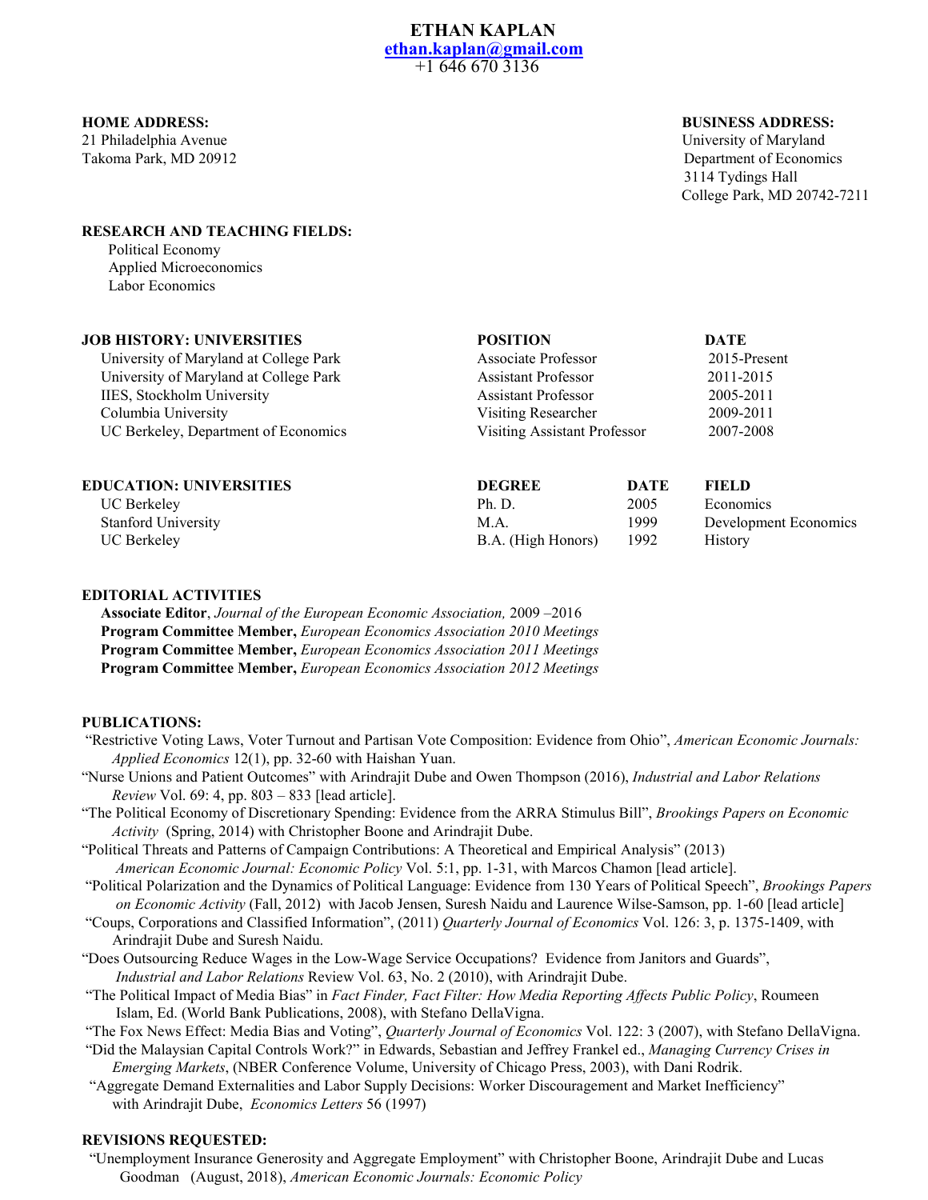# ETHAN KAPLAN

ethan.kaplan@gmail.com
+1 646 670 3136

**HOME ADDRESS:**
21 Philadelphia Avenue
Takoma Park, MD 20912

**BUSINESS ADDRESS:**
University of Maryland
Department of Economics
3114 Tydings Hall
College Park, MD 20742-7211

## RESEARCH AND TEACHING FIELDS:

Political Economy
Applied Microeconomics
Labor Economics

| JOB HISTORY: UNIVERSITIES | POSITION | DATE |
|---|---|---|
| University of Maryland at College Park | Associate Professor | 2015-Present |
| University of Maryland at College Park | Assistant Professor | 2011-2015 |
| IIES, Stockholm University | Assistant Professor | 2005-2011 |
| Columbia University | Visiting Researcher | 2009-2011 |
| UC Berkeley, Department of Economics | Visiting Assistant Professor | 2007-2008 |

| EDUCATION: UNIVERSITIES | DEGREE | DATE | FIELD |
|---|---|---|---|
| UC Berkeley | Ph. D. | 2005 | Economics |
| Stanford University | M.A. | 1999 | Development Economics |
| UC Berkeley | B.A. (High Honors) | 1992 | History |

## EDITORIAL ACTIVITIES

**Associate Editor**, *Journal of the European Economic Association,* 2009 –2016
**Program Committee Member,** *European Economics Association 2010 Meetings*
**Program Committee Member,** *European Economics Association 2011 Meetings*
**Program Committee Member,** *European Economics Association 2012 Meetings*

## PUBLICATIONS:

"Restrictive Voting Laws, Voter Turnout and Partisan Vote Composition: Evidence from Ohio", *American Economic Journals: Applied Economics* 12(1), pp. 32-60 with Haishan Yuan.

"Nurse Unions and Patient Outcomes" with Arindrajit Dube and Owen Thompson (2016), *Industrial and Labor Relations Review* Vol. 69: 4, pp. 803 – 833 [lead article].

"The Political Economy of Discretionary Spending: Evidence from the ARRA Stimulus Bill", *Brookings Papers on Economic Activity* (Spring, 2014) with Christopher Boone and Arindrajit Dube.

"Political Threats and Patterns of Campaign Contributions: A Theoretical and Empirical Analysis" (2013) *American Economic Journal: Economic Policy* Vol. 5:1, pp. 1-31, with Marcos Chamon [lead article].

"Political Polarization and the Dynamics of Political Language: Evidence from 130 Years of Political Speech", *Brookings Papers on Economic Activity* (Fall, 2012) with Jacob Jensen, Suresh Naidu and Laurence Wilse-Samson, pp. 1-60 [lead article]

"Coups, Corporations and Classified Information", (2011) *Quarterly Journal of Economics* Vol. 126: 3, p. 1375-1409, with Arindrajit Dube and Suresh Naidu.

"Does Outsourcing Reduce Wages in the Low-Wage Service Occupations? Evidence from Janitors and Guards", *Industrial and Labor Relations* Review Vol. 63, No. 2 (2010), with Arindrajit Dube.

"The Political Impact of Media Bias" in *Fact Finder, Fact Filter: How Media Reporting Affects Public Policy*, Roumeen Islam, Ed. (World Bank Publications, 2008), with Stefano DellaVigna.

"The Fox News Effect: Media Bias and Voting", *Quarterly Journal of Economics* Vol. 122: 3 (2007), with Stefano DellaVigna.

"Did the Malaysian Capital Controls Work?" in Edwards, Sebastian and Jeffrey Frankel ed., *Managing Currency Crises in Emerging Markets*, (NBER Conference Volume, University of Chicago Press, 2003), with Dani Rodrik.

"Aggregate Demand Externalities and Labor Supply Decisions: Worker Discouragement and Market Inefficiency" with Arindrajit Dube, *Economics Letters* 56 (1997)

## REVISIONS REQUESTED:

"Unemployment Insurance Generosity and Aggregate Employment" with Christopher Boone, Arindrajit Dube and Lucas Goodman (August, 2018), *American Economic Journals: Economic Policy*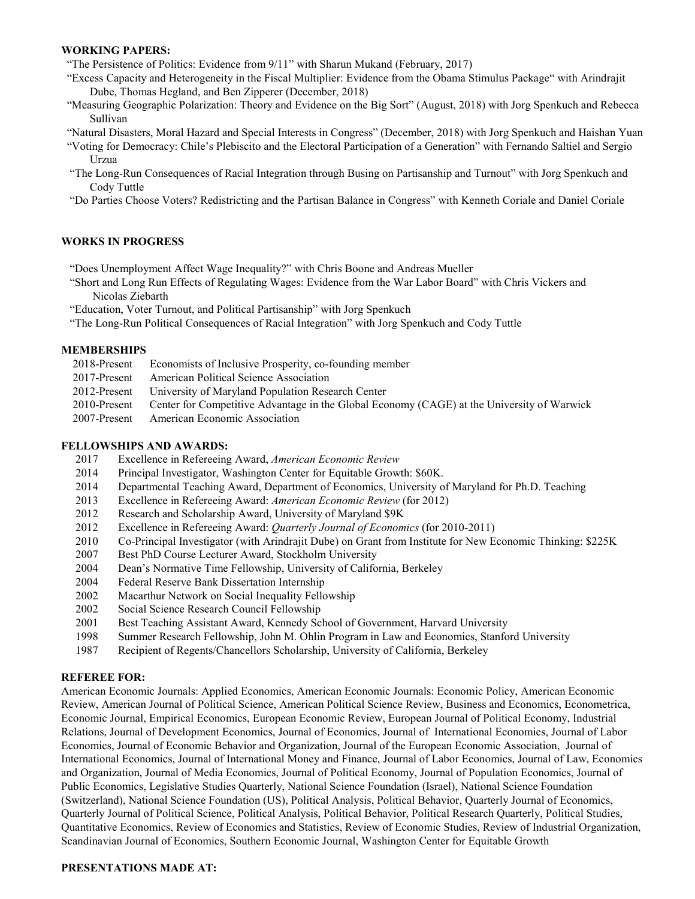**WORKING PAPERS:**

"The Persistence of Politics: Evidence from 9/11" with Sharun Mukand (February, 2017)

"Excess Capacity and Heterogeneity in the Fiscal Multiplier: Evidence from the Obama Stimulus Package" with Arindrajit Dube, Thomas Hegland, and Ben Zipperer (December, 2018)

"Measuring Geographic Polarization: Theory and Evidence on the Big Sort" (August, 2018) with Jorg Spenkuch and Rebecca Sullivan

"Natural Disasters, Moral Hazard and Special Interests in Congress" (December, 2018) with Jorg Spenkuch and Haishan Yuan

"Voting for Democracy: Chile's Plebiscito and the Electoral Participation of a Generation" with Fernando Saltiel and Sergio Urzua

"The Long-Run Consequences of Racial Integration through Busing on Partisanship and Turnout" with Jorg Spenkuch and Cody Tuttle

"Do Parties Choose Voters? Redistricting and the Partisan Balance in Congress" with Kenneth Coriale and Daniel Coriale

**WORKS IN PROGRESS**

"Does Unemployment Affect Wage Inequality?" with Chris Boone and Andreas Mueller

"Short and Long Run Effects of Regulating Wages: Evidence from the War Labor Board" with Chris Vickers and Nicolas Ziebarth

"Education, Voter Turnout, and Political Partisanship" with Jorg Spenkuch

"The Long-Run Political Consequences of Racial Integration" with Jorg Spenkuch and Cody Tuttle

**MEMBERSHIPS**

2018-Present Economists of Inclusive Prosperity, co-founding member
2017-Present American Political Science Association
2012-Present University of Maryland Population Research Center
2010-Present Center for Competitive Advantage in the Global Economy (CAGE) at the University of Warwick
2007-Present American Economic Association

**FELLOWSHIPS AND AWARDS:**

2017 Excellence in Refereeing Award, *American Economic Review*
2014 Principal Investigator, Washington Center for Equitable Growth: $60K.
2014 Departmental Teaching Award, Department of Economics, University of Maryland for Ph.D. Teaching
2013 Excellence in Refereeing Award: *American Economic Review* (for 2012)
2012 Research and Scholarship Award, University of Maryland $9K
2012 Excellence in Refereeing Award: *Quarterly Journal of Economics* (for 2010-2011)
2010 Co-Principal Investigator (with Arindrajit Dube) on Grant from Institute for New Economic Thinking: $225K
2007 Best PhD Course Lecturer Award, Stockholm University
2004 Dean's Normative Time Fellowship, University of California, Berkeley
2004 Federal Reserve Bank Dissertation Internship
2002 Macarthur Network on Social Inequality Fellowship
2002 Social Science Research Council Fellowship
2001 Best Teaching Assistant Award, Kennedy School of Government, Harvard University
1998 Summer Research Fellowship, John M. Ohlin Program in Law and Economics, Stanford University
1987 Recipient of Regents/Chancellors Scholarship, University of California, Berkeley

**REFEREE FOR:**

American Economic Journals: Applied Economics, American Economic Journals: Economic Policy, American Economic Review, American Journal of Political Science, American Political Science Review, Business and Economics, Econometrica, Economic Journal, Empirical Economics, European Economic Review, European Journal of Political Economy, Industrial Relations, Journal of Development Economics, Journal of Economics, Journal of International Economics, Journal of Labor Economics, Journal of Economic Behavior and Organization, Journal of the European Economic Association, Journal of International Economics, Journal of International Money and Finance, Journal of Labor Economics, Journal of Law, Economics and Organization, Journal of Media Economics, Journal of Political Economy, Journal of Population Economics, Journal of Public Economics, Legislative Studies Quarterly, National Science Foundation (Israel), National Science Foundation (Switzerland), National Science Foundation (US), Political Analysis, Political Behavior, Quarterly Journal of Economics, Quarterly Journal of Political Science, Political Analysis, Political Behavior, Political Research Quarterly, Political Studies, Quantitative Economics, Review of Economics and Statistics, Review of Economic Studies, Review of Industrial Organization, Scandinavian Journal of Economics, Southern Economic Journal, Washington Center for Equitable Growth

**PRESENTATIONS MADE AT:**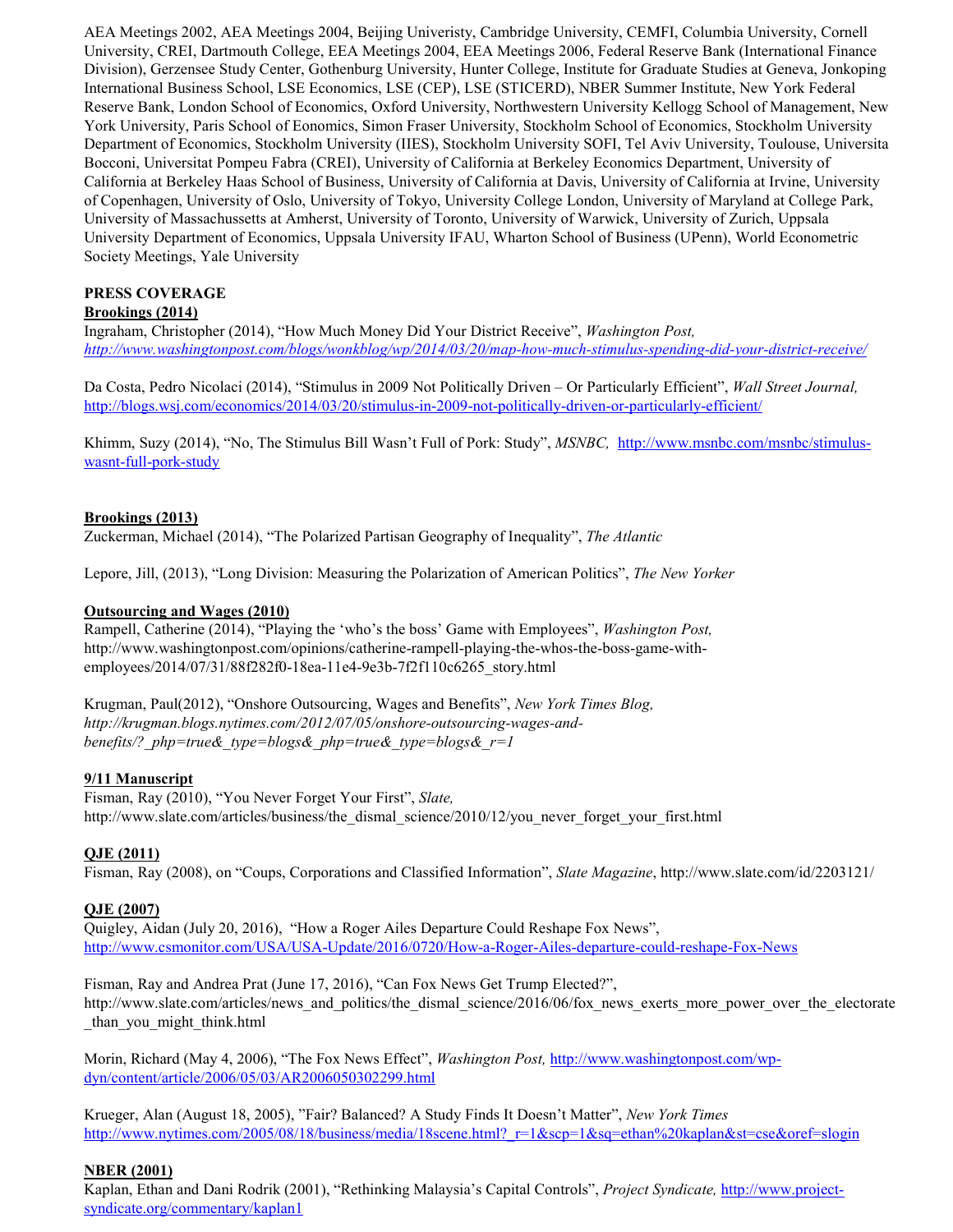AEA Meetings 2002, AEA Meetings 2004, Beijing Univeristy, Cambridge University, CEMFI, Columbia University, Cornell University, CREI, Dartmouth College, EEA Meetings 2004, EEA Meetings 2006, Federal Reserve Bank (International Finance Division), Gerzensee Study Center, Gothenburg University, Hunter College, Institute for Graduate Studies at Geneva, Jonkoping International Business School, LSE Economics, LSE (CEP), LSE (STICERD), NBER Summer Institute, New York Federal Reserve Bank, London School of Economics, Oxford University, Northwestern University Kellogg School of Management, New York University, Paris School of Eonomics, Simon Fraser University, Stockholm School of Economics, Stockholm University Department of Economics, Stockholm University (IIES), Stockholm University SOFI, Tel Aviv University, Toulouse, Universita Bocconi, Universitat Pompeu Fabra (CREI), University of California at Berkeley Economics Department, University of California at Berkeley Haas School of Business, University of California at Davis, University of California at Irvine, University of Copenhagen, University of Oslo, University of Tokyo, University College London, University of Maryland at College Park, University of Massachussetts at Amherst, University of Toronto, University of Warwick, University of Zurich, Uppsala University Department of Economics, Uppsala University IFAU, Wharton School of Business (UPenn), World Econometric Society Meetings, Yale University

**PRESS COVERAGE**

**Brookings (2014)**

Ingraham, Christopher (2014), "How Much Money Did Your District Receive", *Washington Post, http://www.washingtonpost.com/blogs/wonkblog/wp/2014/03/20/map-how-much-stimulus-spending-did-your-district-receive/*

Da Costa, Pedro Nicolaci (2014), "Stimulus in 2009 Not Politically Driven – Or Particularly Efficient", *Wall Street Journal,* http://blogs.wsj.com/economics/2014/03/20/stimulus-in-2009-not-politically-driven-or-particularly-efficient/

Khimm, Suzy (2014), "No, The Stimulus Bill Wasn't Full of Pork: Study", *MSNBC,* http://www.msnbc.com/msnbc/stimulus-wasnt-full-pork-study

**Brookings (2013)**

Zuckerman, Michael (2014), "The Polarized Partisan Geography of Inequality", *The Atlantic*

Lepore, Jill, (2013), "Long Division: Measuring the Polarization of American Politics", *The New Yorker*

**Outsourcing and Wages (2010)**

Rampell, Catherine (2014), "Playing the 'who's the boss' Game with Employees", *Washington Post,* http://www.washingtonpost.com/opinions/catherine-rampell-playing-the-whos-the-boss-game-with-employees/2014/07/31/88f282f0-18ea-11e4-9e3b-7f2f110c6265_story.html

Krugman, Paul(2012), "Onshore Outsourcing, Wages and Benefits", *New York Times Blog, http://krugman.blogs.nytimes.com/2012/07/05/onshore-outsourcing-wages-and-benefits/?_php=true&_type=blogs&_php=true&_type=blogs&_r=1*

**9/11 Manuscript**

Fisman, Ray (2010), "You Never Forget Your First", *Slate,* http://www.slate.com/articles/business/the_dismal_science/2010/12/you_never_forget_your_first.html

**QJE (2011)**

Fisman, Ray (2008), on "Coups, Corporations and Classified Information", *Slate Magazine*, http://www.slate.com/id/2203121/

**QJE (2007)**

Quigley, Aidan (July 20, 2016), "How a Roger Ailes Departure Could Reshape Fox News", http://www.csmonitor.com/USA/USA-Update/2016/0720/How-a-Roger-Ailes-departure-could-reshape-Fox-News

Fisman, Ray and Andrea Prat (June 17, 2016), "Can Fox News Get Trump Elected?", http://www.slate.com/articles/news_and_politics/the_dismal_science/2016/06/fox_news_exerts_more_power_over_the_electorate_than_you_might_think.html

Morin, Richard (May 4, 2006), "The Fox News Effect", *Washington Post,* http://www.washingtonpost.com/wp-dyn/content/article/2006/05/03/AR2006050302299.html

Krueger, Alan (August 18, 2005), "Fair? Balanced? A Study Finds It Doesn't Matter", *New York Times* http://www.nytimes.com/2005/08/18/business/media/18scene.html?_r=1&scp=1&sq=ethan%20kaplan&st=cse&oref=slogin

**NBER (2001)**

Kaplan, Ethan and Dani Rodrik (2001), "Rethinking Malaysia's Capital Controls", *Project Syndicate,* http://www.project-syndicate.org/commentary/kaplan1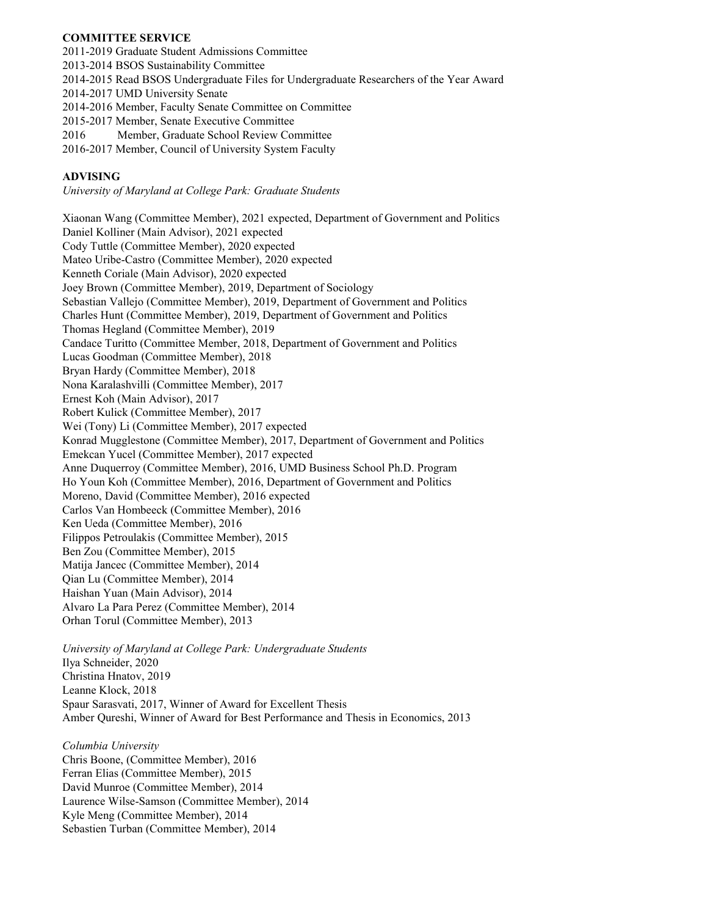**COMMITTEE SERVICE**

2011-2019 Graduate Student Admissions Committee
2013-2014 BSOS Sustainability Committee
2014-2015 Read BSOS Undergraduate Files for Undergraduate Researchers of the Year Award
2014-2017 UMD University Senate
2014-2016 Member, Faculty Senate Committee on Committee
2015-2017 Member, Senate Executive Committee
2016 Member, Graduate School Review Committee
2016-2017 Member, Council of University System Faculty

**ADVISING**

*University of Maryland at College Park: Graduate Students*

Xiaonan Wang (Committee Member), 2021 expected, Department of Government and Politics
Daniel Kolliner (Main Advisor), 2021 expected
Cody Tuttle (Committee Member), 2020 expected
Mateo Uribe-Castro (Committee Member), 2020 expected
Kenneth Coriale (Main Advisor), 2020 expected
Joey Brown (Committee Member), 2019, Department of Sociology
Sebastian Vallejo (Committee Member), 2019, Department of Government and Politics
Charles Hunt (Committee Member), 2019, Department of Government and Politics
Thomas Hegland (Committee Member), 2019
Candace Turitto (Committee Member, 2018, Department of Government and Politics
Lucas Goodman (Committee Member), 2018
Bryan Hardy (Committee Member), 2018
Nona Karalashvilli (Committee Member), 2017
Ernest Koh (Main Advisor), 2017
Robert Kulick (Committee Member), 2017
Wei (Tony) Li (Committee Member), 2017 expected
Konrad Mugglestone (Committee Member), 2017, Department of Government and Politics
Emekcan Yucel (Committee Member), 2017 expected
Anne Duquerroy (Committee Member), 2016, UMD Business School Ph.D. Program
Ho Youn Koh (Committee Member), 2016, Department of Government and Politics
Moreno, David (Committee Member), 2016 expected
Carlos Van Hombeeck (Committee Member), 2016
Ken Ueda (Committee Member), 2016
Filippos Petroulakis (Committee Member), 2015
Ben Zou (Committee Member), 2015
Matija Jancec (Committee Member), 2014
Qian Lu (Committee Member), 2014
Haishan Yuan (Main Advisor), 2014
Alvaro La Para Perez (Committee Member), 2014
Orhan Torul (Committee Member), 2013

*University of Maryland at College Park: Undergraduate Students*

Ilya Schneider, 2020
Christina Hnatov, 2019
Leanne Klock, 2018
Spaur Sarasvati, 2017, Winner of Award for Excellent Thesis
Amber Qureshi, Winner of Award for Best Performance and Thesis in Economics, 2013

*Columbia University*

Chris Boone, (Committee Member), 2016
Ferran Elias (Committee Member), 2015
David Munroe (Committee Member), 2014
Laurence Wilse-Samson (Committee Member), 2014
Kyle Meng (Committee Member), 2014
Sebastien Turban (Committee Member), 2014